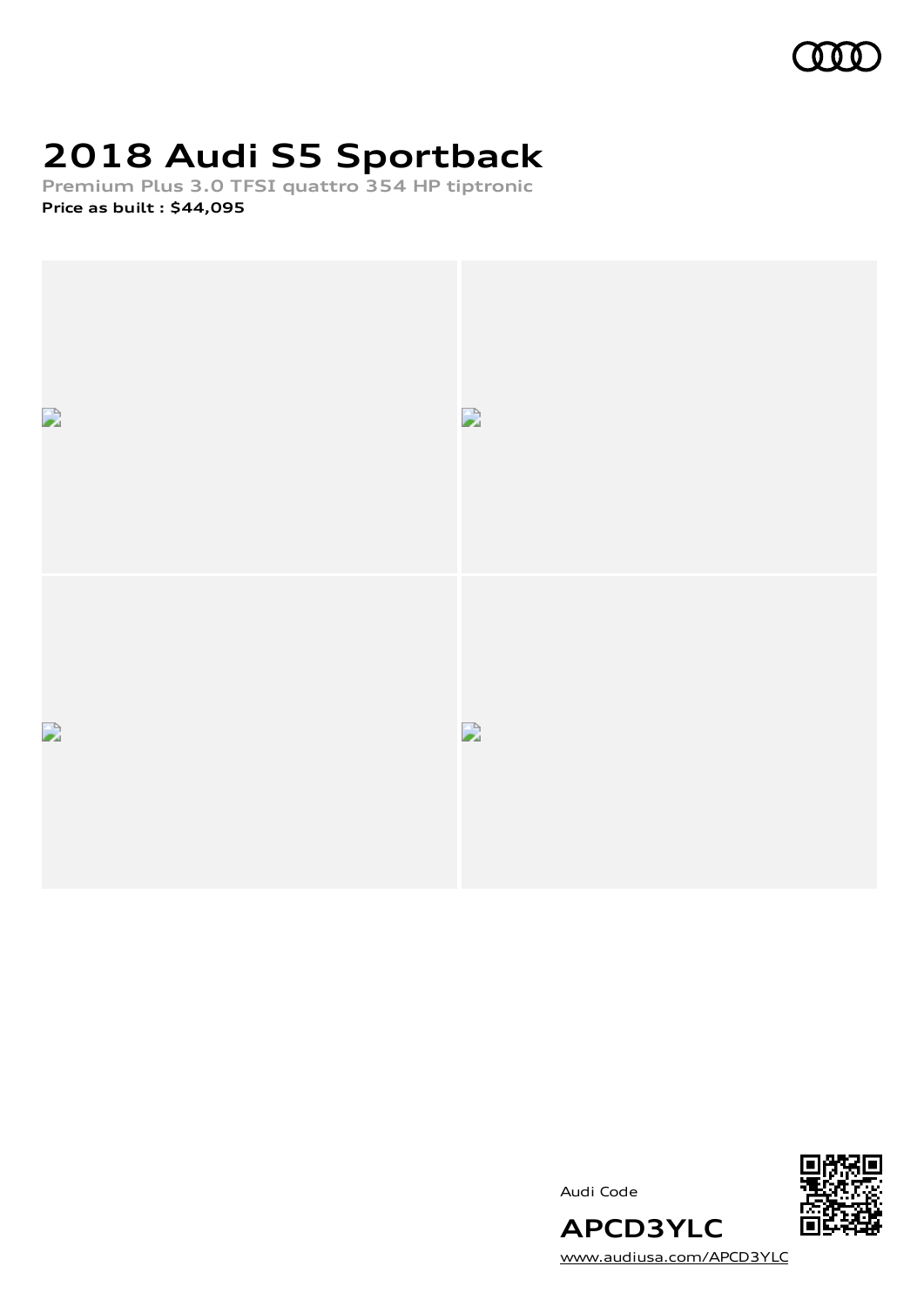# 2018 Audi S5 Sportback

Premium Plus 3.0 TFSI quattro 354 HP tiptronic

**Price as built : $44,095**

Audi Code

**APCD3YLC**

www.audiusa.com/APCD3YLC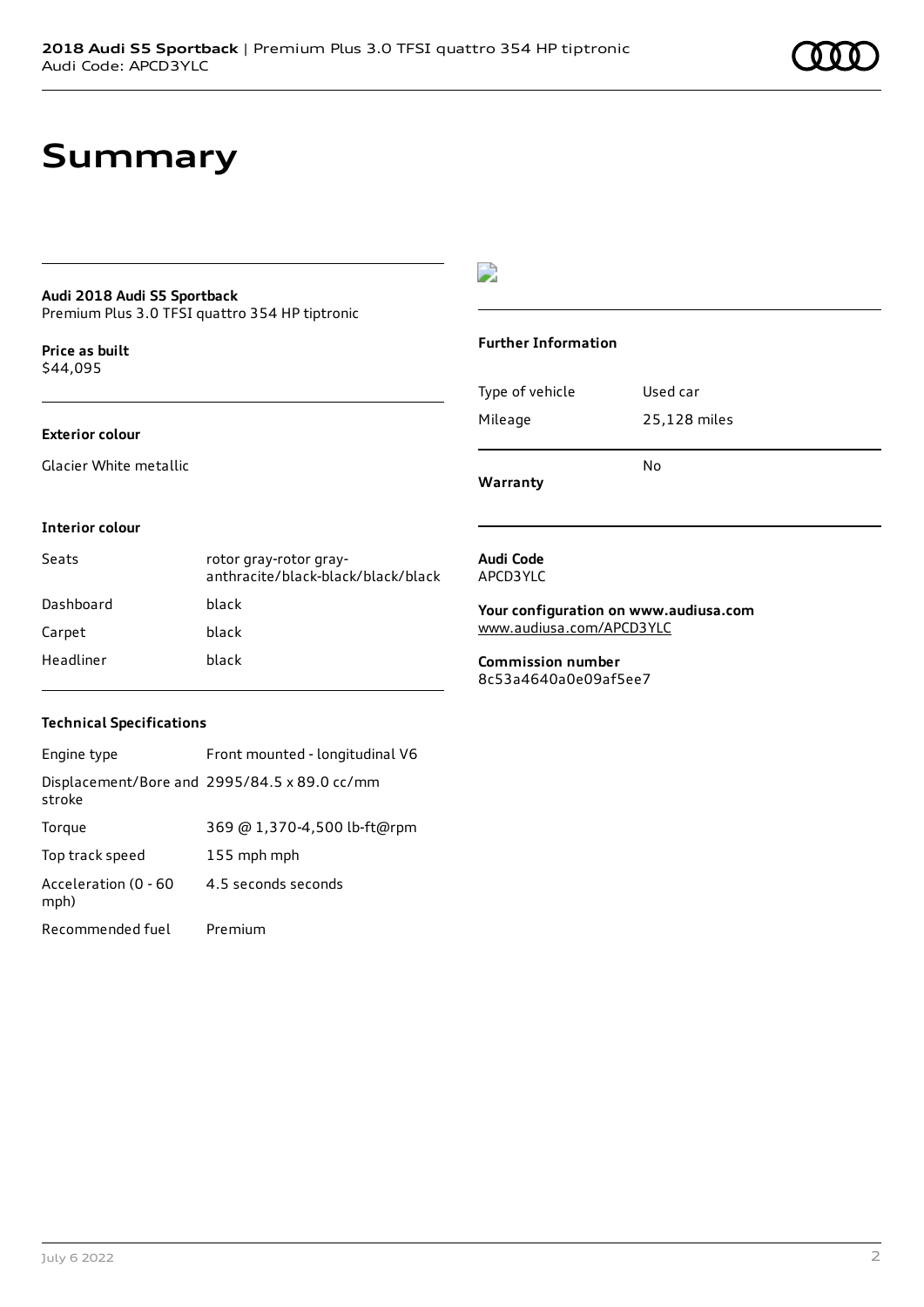# Summary

**Audi 2018 Audi S5 Sportback**
Premium Plus 3.0 TFSI quattro 354 HP tiptronic

**Price as built**
$44,095

**Exterior colour**

Glacier White metallic

**Interior colour**

| | |
|---|---|
| Seats | rotor gray-rotor gray-anthracite/black-black/black/black |
| Dashboard | black |
| Carpet | black |
| Headliner | black |

**Technical Specifications**

| | |
|---|---|
| Engine type | Front mounted - longitudinal V6 |
| Displacement/Bore and stroke | 2995/84.5 x 89.0 cc/mm |
| Torque | 369 @ 1,370-4,500 lb-ft@rpm |
| Top track speed | 155 mph mph |
| Acceleration (0 - 60 mph) | 4.5 seconds seconds |
| Recommended fuel | Premium |

**Further Information**

| | |
|---|---|
| Type of vehicle | Used car |
| Mileage | 25,128 miles |
| **Warranty** | No |

**Audi Code**
APCD3YLC

**Your configuration on www.audiusa.com**
www.audiusa.com/APCD3YLC

**Commission number**
8c53a4640a0e09af5ee7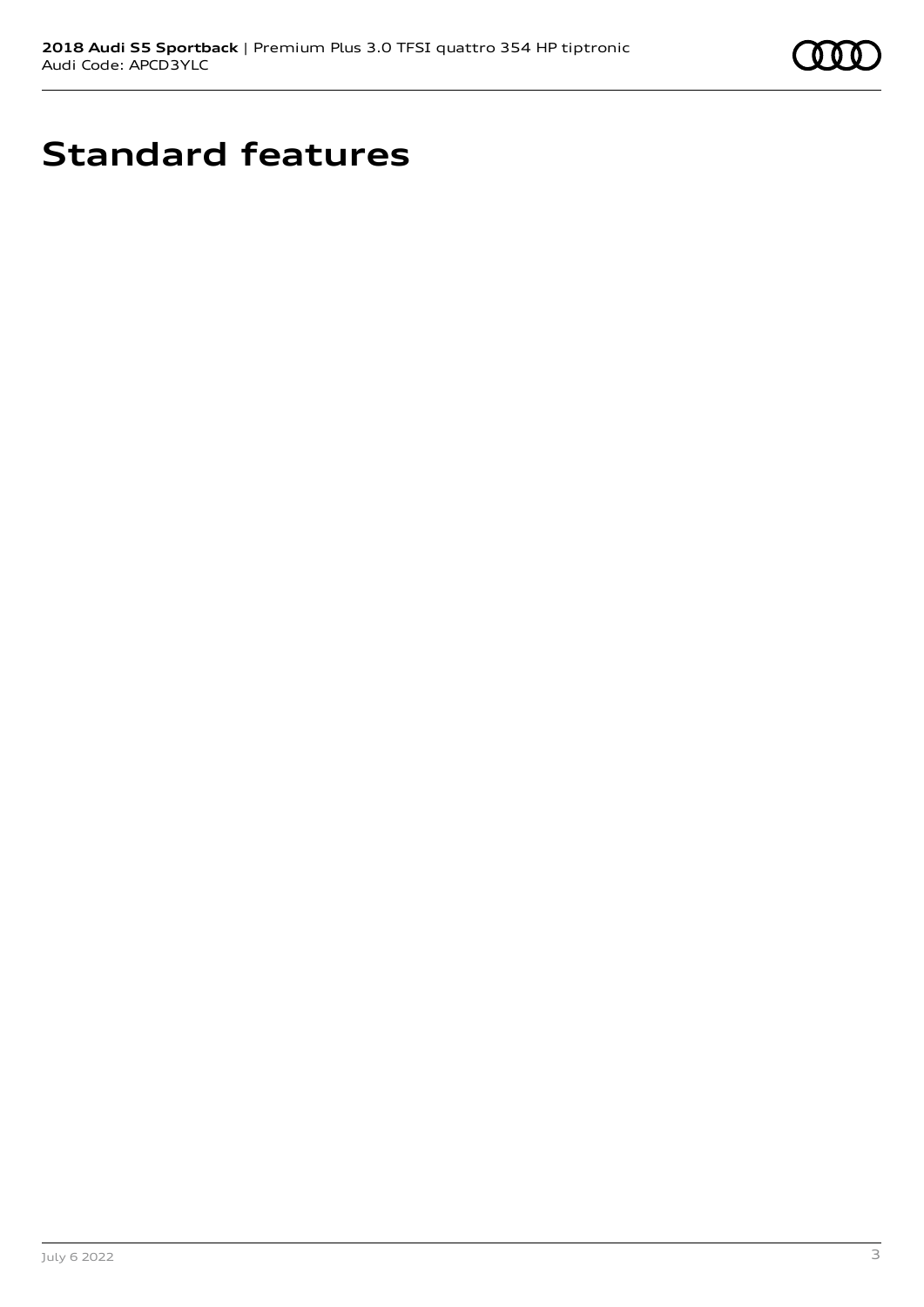# Standard features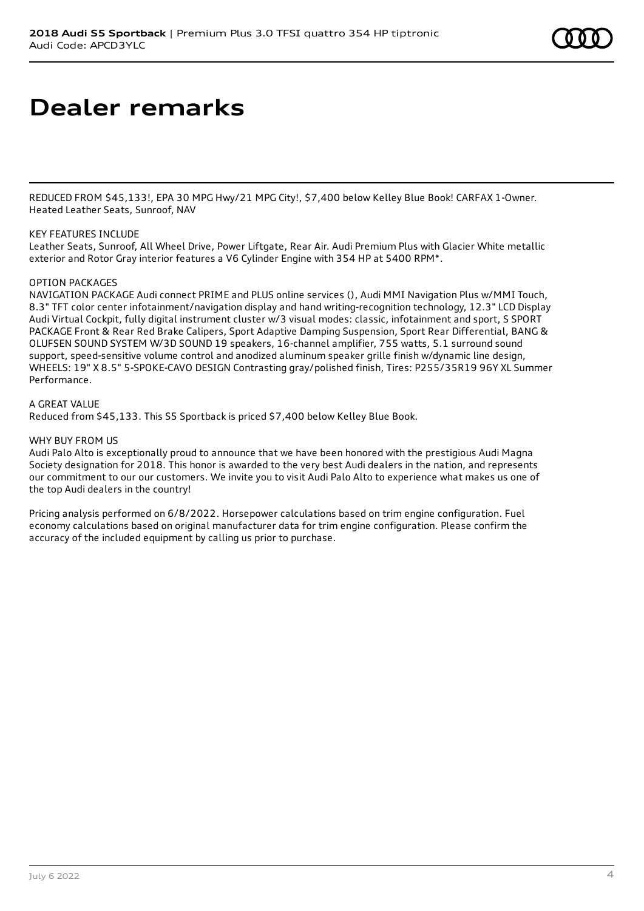# Dealer remarks

REDUCED FROM $45,133!, EPA 30 MPG Hwy/21 MPG City!, $7,400 below Kelley Blue Book! CARFAX 1-Owner. Heated Leather Seats, Sunroof, NAV

KEY FEATURES INCLUDE
Leather Seats, Sunroof, All Wheel Drive, Power Liftgate, Rear Air. Audi Premium Plus with Glacier White metallic exterior and Rotor Gray interior features a V6 Cylinder Engine with 354 HP at 5400 RPM*.

OPTION PACKAGES
NAVIGATION PACKAGE Audi connect PRIME and PLUS online services (), Audi MMI Navigation Plus w/MMI Touch, 8.3" TFT color center infotainment/navigation display and hand writing-recognition technology, 12.3" LCD Display Audi Virtual Cockpit, fully digital instrument cluster w/3 visual modes: classic, infotainment and sport, S SPORT PACKAGE Front & Rear Red Brake Calipers, Sport Adaptive Damping Suspension, Sport Rear Differential, BANG & OLUFSEN SOUND SYSTEM W/3D SOUND 19 speakers, 16-channel amplifier, 755 watts, 5.1 surround sound support, speed-sensitive volume control and anodized aluminum speaker grille finish w/dynamic line design, WHEELS: 19" X 8.5" 5-SPOKE-CAVO DESIGN Contrasting gray/polished finish, Tires: P255/35R19 96Y XL Summer Performance.

A GREAT VALUE
Reduced from $45,133. This S5 Sportback is priced $7,400 below Kelley Blue Book.

WHY BUY FROM US
Audi Palo Alto is exceptionally proud to announce that we have been honored with the prestigious Audi Magna Society designation for 2018. This honor is awarded to the very best Audi dealers in the nation, and represents our commitment to our our customers. We invite you to visit Audi Palo Alto to experience what makes us one of the top Audi dealers in the country!

Pricing analysis performed on 6/8/2022. Horsepower calculations based on trim engine configuration. Fuel economy calculations based on original manufacturer data for trim engine configuration. Please confirm the accuracy of the included equipment by calling us prior to purchase.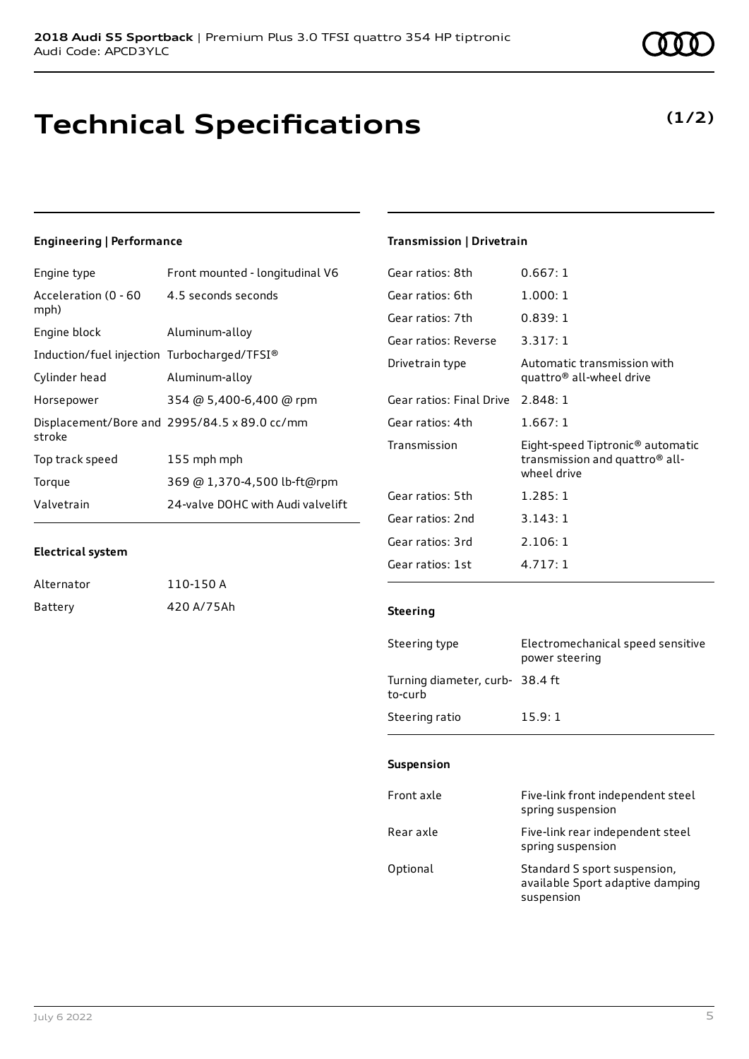# Technical Specifications

**(1/2)**

### Engineering | Performance

| | |
|---|---|
| Engine type | Front mounted - longitudinal V6 |
| Acceleration (0 - 60 mph) | 4.5 seconds seconds |
| Engine block | Aluminum-alloy |
| Induction/fuel injection | Turbocharged/TFSI® |
| Cylinder head | Aluminum-alloy |
| Horsepower | 354 @ 5,400-6,400 @ rpm |
| Displacement/Bore and stroke | 2995/84.5 x 89.0 cc/mm |
| Top track speed | 155 mph mph |
| Torque | 369 @ 1,370-4,500 lb-ft@rpm |
| Valvetrain | 24-valve DOHC with Audi valvelift |

### Electrical system

| | |
|---|---|
| Alternator | 110-150 A |
| Battery | 420 A/75Ah |

### Transmission | Drivetrain

| | |
|---|---|
| Gear ratios: 8th | 0.667: 1 |
| Gear ratios: 6th | 1.000: 1 |
| Gear ratios: 7th | 0.839: 1 |
| Gear ratios: Reverse | 3.317: 1 |
| Drivetrain type | Automatic transmission with quattro® all-wheel drive |
| Gear ratios: Final Drive | 2.848: 1 |
| Gear ratios: 4th | 1.667: 1 |
| Transmission | Eight-speed Tiptronic® automatic transmission and quattro® all-wheel drive |
| Gear ratios: 5th | 1.285: 1 |
| Gear ratios: 2nd | 3.143: 1 |
| Gear ratios: 3rd | 2.106: 1 |
| Gear ratios: 1st | 4.717: 1 |

### Steering

| | |
|---|---|
| Steering type | Electromechanical speed sensitive power steering |
| Turning diameter, curb-to-curb | 38.4 ft |
| Steering ratio | 15.9: 1 |

### Suspension

| | |
|---|---|
| Front axle | Five-link front independent steel spring suspension |
| Rear axle | Five-link rear independent steel spring suspension |
| Optional | Standard S sport suspension, available Sport adaptive damping suspension |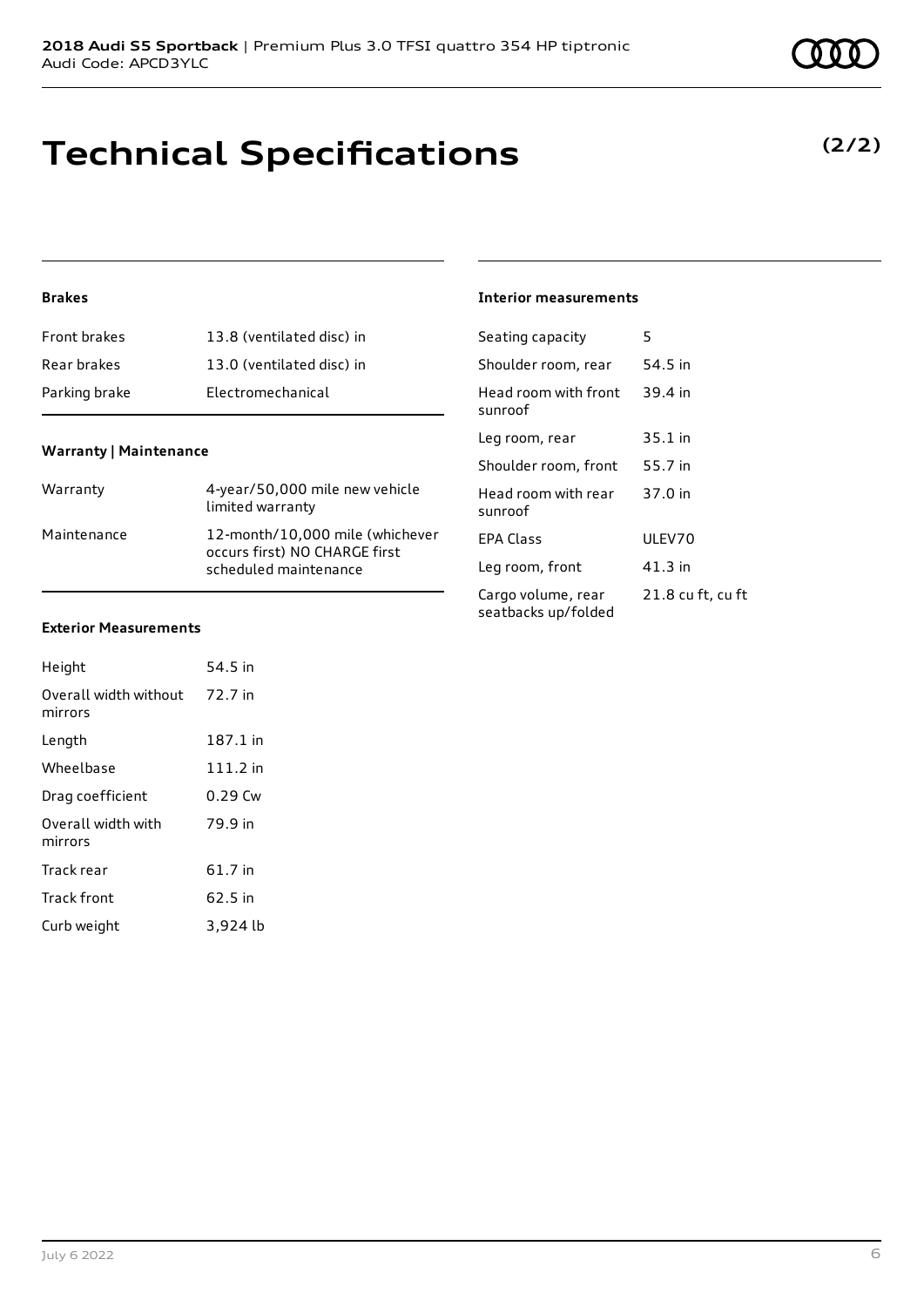# Technical Specifications

**(2/2)**

### Brakes

| | |
|---|---|
| Front brakes | 13.8 (ventilated disc) in |
| Rear brakes | 13.0 (ventilated disc) in |
| Parking brake | Electromechanical |

### Warranty | Maintenance

| | |
|---|---|
| Warranty | 4-year/50,000 mile new vehicle limited warranty |
| Maintenance | 12-month/10,000 mile (whichever occurs first) NO CHARGE first scheduled maintenance |

### Exterior Measurements

| | |
|---|---|
| Height | 54.5 in |
| Overall width without mirrors | 72.7 in |
| Length | 187.1 in |
| Wheelbase | 111.2 in |
| Drag coefficient | 0.29 Cw |
| Overall width with mirrors | 79.9 in |
| Track rear | 61.7 in |
| Track front | 62.5 in |
| Curb weight | 3,924 lb |

### Interior measurements

| | |
|---|---|
| Seating capacity | 5 |
| Shoulder room, rear | 54.5 in |
| Head room with front sunroof | 39.4 in |
| Leg room, rear | 35.1 in |
| Shoulder room, front | 55.7 in |
| Head room with rear sunroof | 37.0 in |
| EPA Class | ULEV70 |
| Leg room, front | 41.3 in |
| Cargo volume, rear seatbacks up/folded | 21.8 cu ft, cu ft |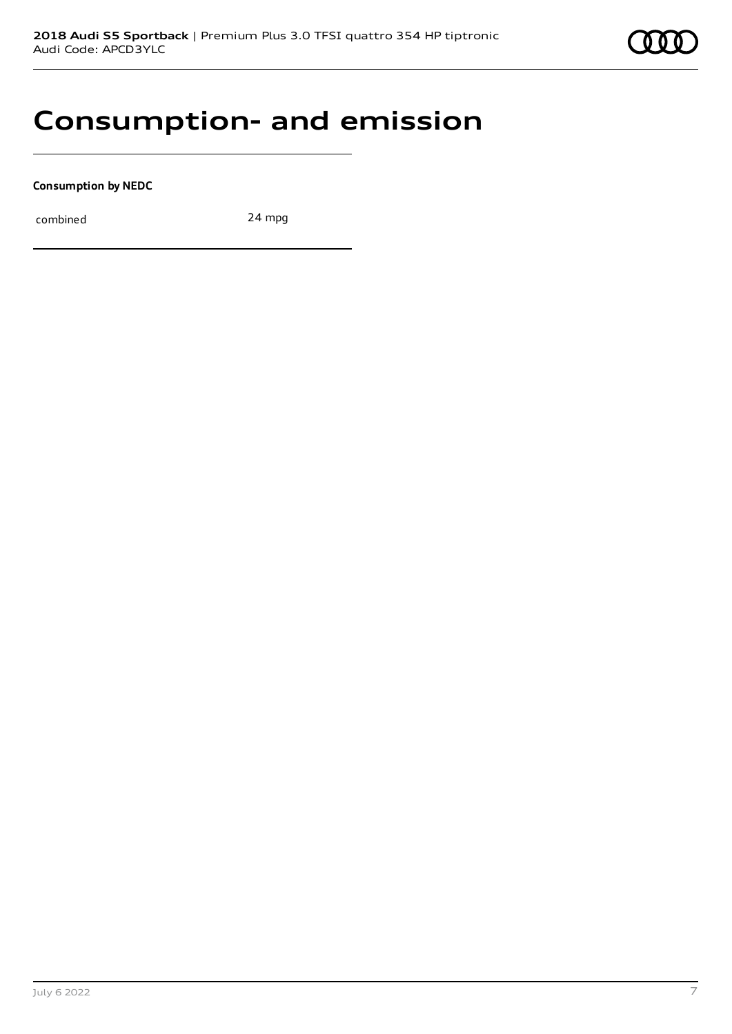# Consumption- and emission

**Consumption by NEDC**

| | |
|---|---|
| combined | 24 mpg |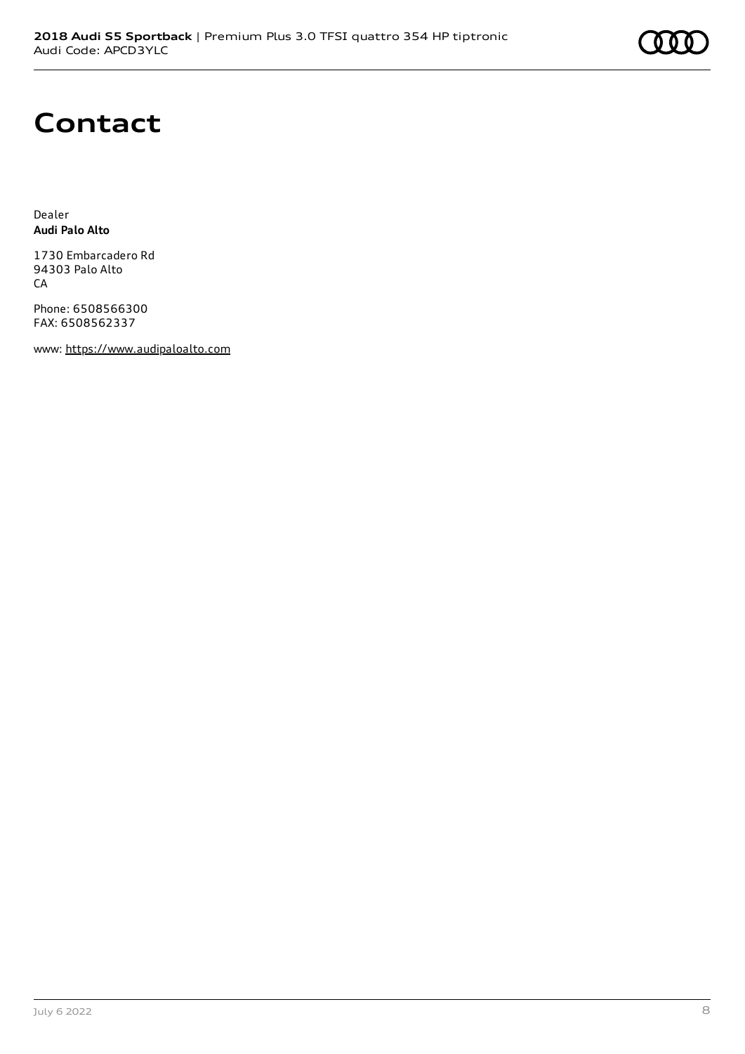# Contact

Dealer
**Audi Palo Alto**

1730 Embarcadero Rd
94303 Palo Alto
CA

Phone: 6508566300
FAX: 6508562337

www: https://www.audipaloalto.com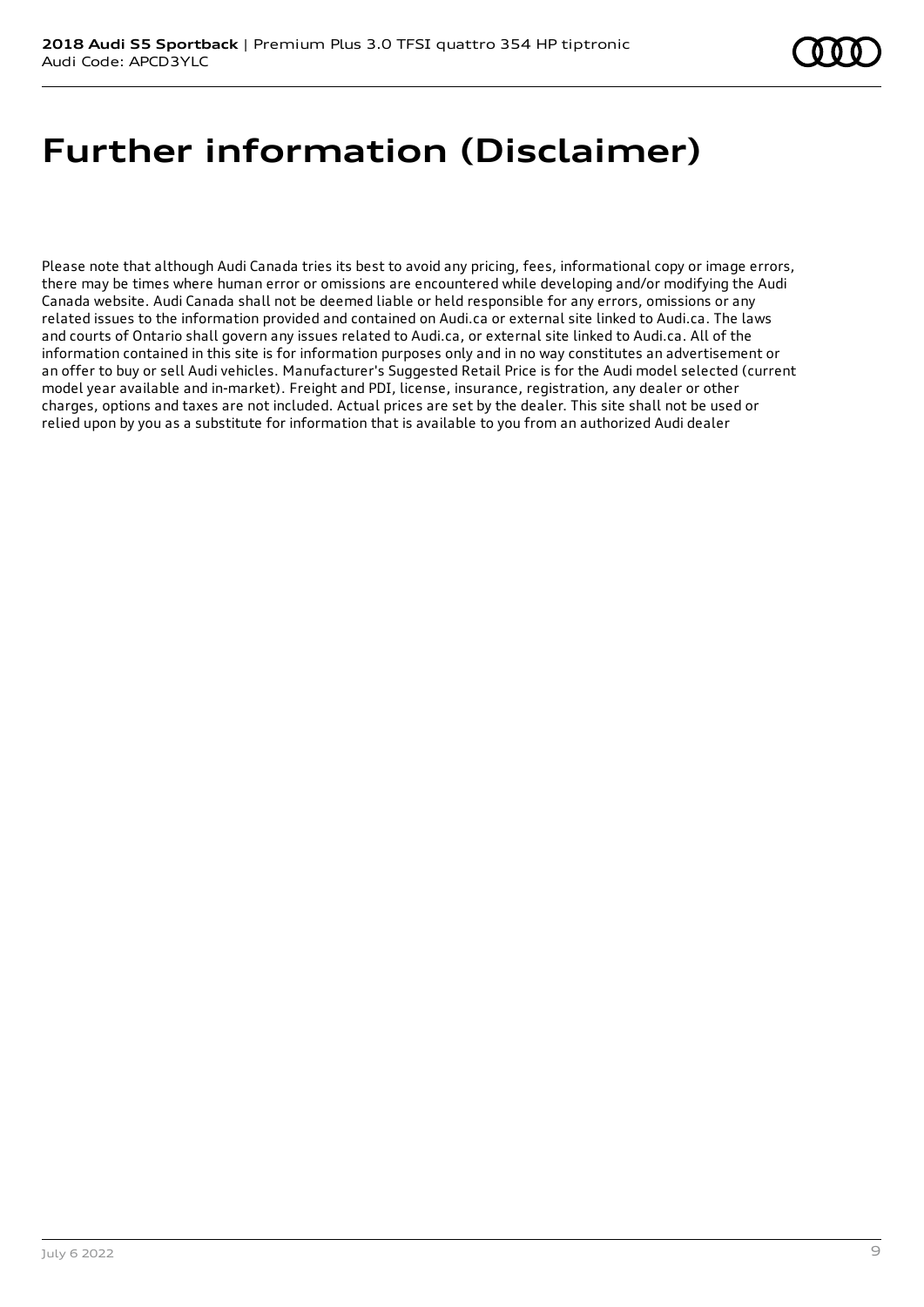# Further information (Disclaimer)

Please note that although Audi Canada tries its best to avoid any pricing, fees, informational copy or image errors, there may be times where human error or omissions are encountered while developing and/or modifying the Audi Canada website. Audi Canada shall not be deemed liable or held responsible for any errors, omissions or any related issues to the information provided and contained on Audi.ca or external site linked to Audi.ca. The laws and courts of Ontario shall govern any issues related to Audi.ca, or external site linked to Audi.ca. All of the information contained in this site is for information purposes only and in no way constitutes an advertisement or an offer to buy or sell Audi vehicles. Manufacturer's Suggested Retail Price is for the Audi model selected (current model year available and in-market). Freight and PDI, license, insurance, registration, any dealer or other charges, options and taxes are not included. Actual prices are set by the dealer. This site shall not be used or relied upon by you as a substitute for information that is available to you from an authorized Audi dealer